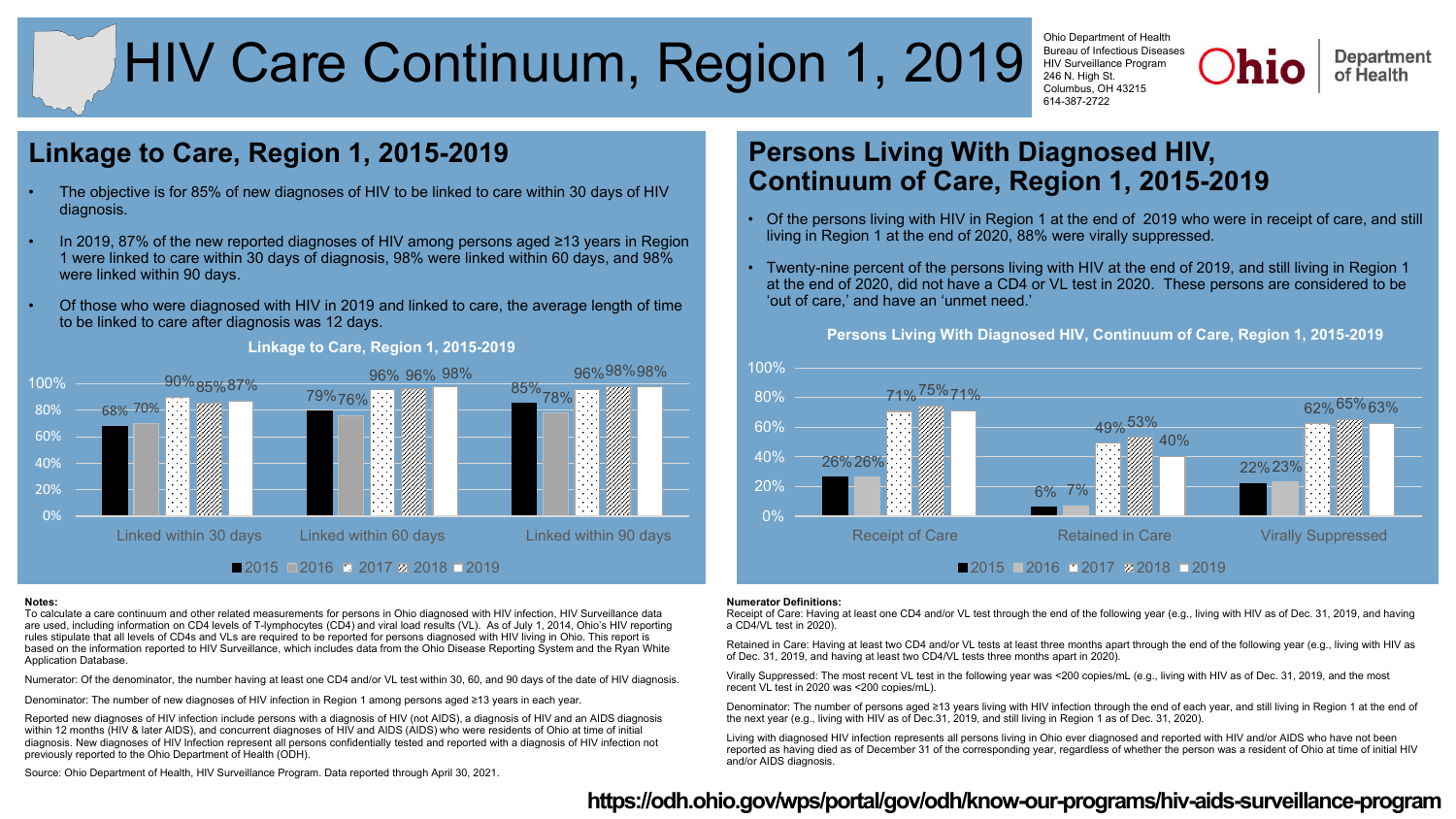# HIV Care Continuum, Region 1, 2019

Ohio Department of Health
Bureau of Infectious Diseases
HIV Surveillance Program
246 N. High St.
Columbus, OH 43215
614-387-2722

Ohio Department of Health

## Linkage to Care, Region 1, 2015-2019

- The objective is for 85% of new diagnoses of HIV to be linked to care within 30 days of HIV diagnosis.
- In 2019, 87% of the new reported diagnoses of HIV among persons aged ≥13 years in Region 1 were linked to care within 30 days of diagnosis, 98% were linked within 60 days, and 98% were linked within 90 days.
- Of those who were diagnosed with HIV in 2019 and linked to care, the average length of time to be linked to care after diagnosis was 12 days.

**Linkage to Care, Region 1, 2015-2019**

| | 2015 | 2016 | 2017 | 2018 | 2019 |
|---|---|---|---|---|---|
| Linked within 30 days | 68% | 70% | 90% | 85% | 87% |
| Linked within 60 days | 79% | 76% | 96% | 96% | 98% |
| Linked within 90 days | 85% | 78% | 96% | 98% | 98% |

## Persons Living With Diagnosed HIV, Continuum of Care, Region 1, 2015-2019

- Of the persons living with HIV in Region 1 at the end of 2019 who were in receipt of care, and still living in Region 1 at the end of 2020, 88% were virally suppressed.
- Twenty-nine percent of the persons living with HIV at the end of 2019, and still living in Region 1 at the end of 2020, did not have a CD4 or VL test in 2020. These persons are considered to be 'out of care,' and have an 'unmet need.'

**Persons Living With Diagnosed HIV, Continuum of Care, Region 1, 2015-2019**

| | 2015 | 2016 | 2017 | 2018 | 2019 |
|---|---|---|---|---|---|
| Receipt of Care | 26% | 26% | 71% | 75% | 71% |
| Retained in Care | 6% | 7% | 49% | 53% | 40% |
| Virally Suppressed | 22% | 23% | 62% | 65% | 63% |

**Notes:**

To calculate a care continuum and other related measurements for persons in Ohio diagnosed with HIV infection, HIV Surveillance data are used, including information on CD4 levels of T-lymphocytes (CD4) and viral load results (VL). As of July 1, 2014, Ohio's HIV reporting rules stipulate that all levels of CD4s and VLs are required to be reported for persons diagnosed with HIV living in Ohio. This report is based on the information reported to HIV Surveillance, which includes data from the Ohio Disease Reporting System and the Ryan White Application Database.

Numerator: Of the denominator, the number having at least one CD4 and/or VL test within 30, 60, and 90 days of the date of HIV diagnosis.

Denominator: The number of new diagnoses of HIV infection in Region 1 among persons aged ≥13 years in each year.

Reported new diagnoses of HIV infection include persons with a diagnosis of HIV (not AIDS), a diagnosis of HIV and an AIDS diagnosis within 12 months (HIV & later AIDS), and concurrent diagnoses of HIV and AIDS (AIDS) who were residents of Ohio at time of initial diagnosis. New diagnoses of HIV Infection represent all persons confidentially tested and reported with a diagnosis of HIV infection not previously reported to the Ohio Department of Health (ODH).

Source: Ohio Department of Health, HIV Surveillance Program. Data reported through April 30, 2021.

**Numerator Definitions:**

Receipt of Care: Having at least one CD4 and/or VL test through the end of the following year (e.g., living with HIV as of Dec. 31, 2019, and having a CD4/VL test in 2020).

Retained in Care: Having at least two CD4 and/or VL tests at least three months apart through the end of the following year (e.g., living with HIV as of Dec. 31, 2019, and having at least two CD4/VL tests three months apart in 2020).

Virally Suppressed: The most recent VL test in the following year was <200 copies/mL (e.g., living with HIV as of Dec. 31, 2019, and the most recent VL test in 2020 was <200 copies/mL).

Denominator: The number of persons aged ≥13 years living with HIV infection through the end of each year, and still living in Region 1 at the end of the next year (e.g., living with HIV as of Dec.31, 2019, and still living in Region 1 as of Dec. 31, 2020).

Living with diagnosed HIV infection represents all persons living in Ohio ever diagnosed and reported with HIV and/or AIDS who have not been reported as having died as of December 31 of the corresponding year, regardless of whether the person was a resident of Ohio at time of initial HIV and/or AIDS diagnosis.

**https://odh.ohio.gov/wps/portal/gov/odh/know-our-programs/hiv-aids-surveillance-program**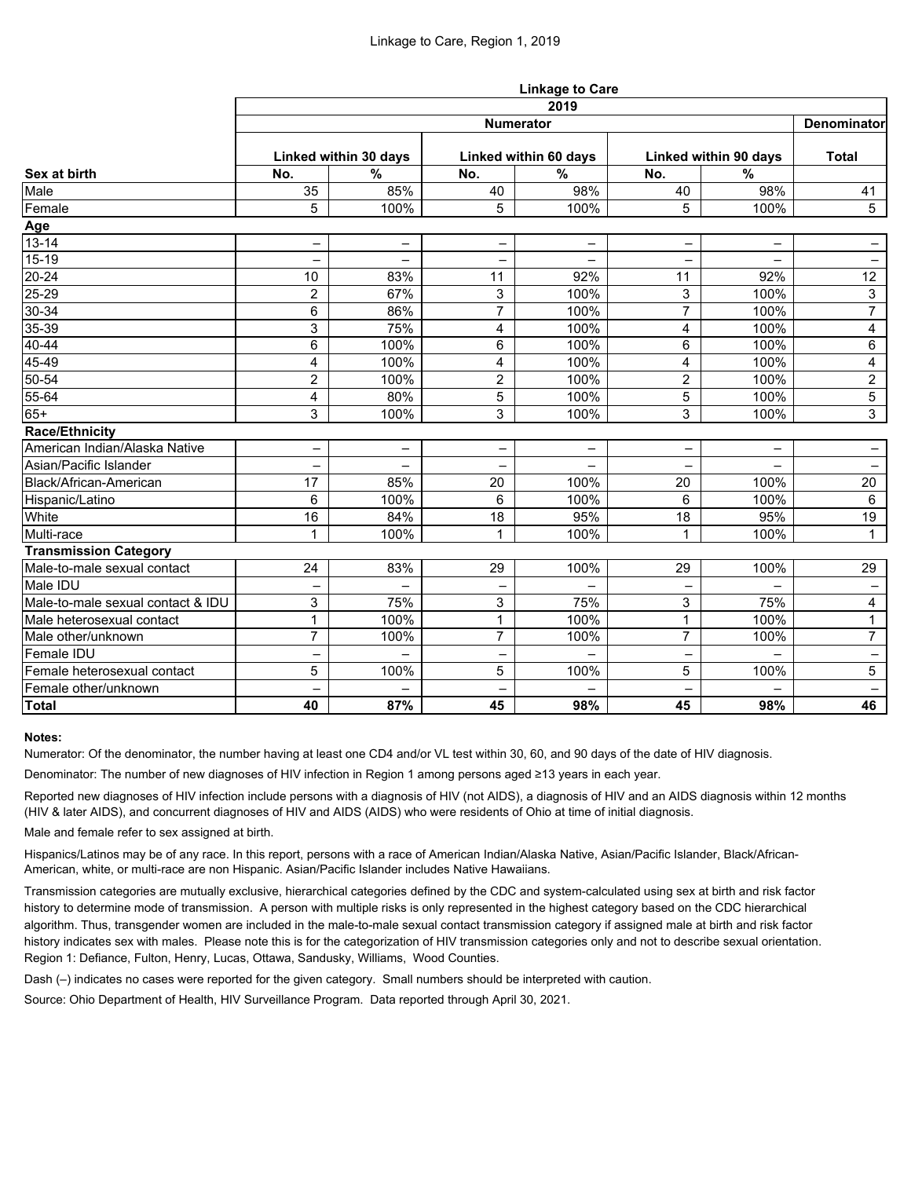Linkage to Care, Region 1, 2019

| | Linkage to Care | | | | | | |
|---|---|---|---|---|---|---|---|
| | 2019 | | | | | | |
| | Numerator | | | | | | Denominator |
| | Linked within 30 days | | Linked within 60 days | | Linked within 90 days | | Total |
| **Sex at birth** | No. | % | No. | % | No. | % | |
| Male | 35 | 85% | 40 | 98% | 40 | 98% | 41 |
| Female | 5 | 100% | 5 | 100% | 5 | 100% | 5 |
| **Age** | | | | | | | |
| 13-14 | – | – | – | – | – | – | – |
| 15-19 | – | – | – | – | – | – | – |
| 20-24 | 10 | 83% | 11 | 92% | 11 | 92% | 12 |
| 25-29 | 2 | 67% | 3 | 100% | 3 | 100% | 3 |
| 30-34 | 6 | 86% | 7 | 100% | 7 | 100% | 7 |
| 35-39 | 3 | 75% | 4 | 100% | 4 | 100% | 4 |
| 40-44 | 6 | 100% | 6 | 100% | 6 | 100% | 6 |
| 45-49 | 4 | 100% | 4 | 100% | 4 | 100% | 4 |
| 50-54 | 2 | 100% | 2 | 100% | 2 | 100% | 2 |
| 55-64 | 4 | 80% | 5 | 100% | 5 | 100% | 5 |
| 65+ | 3 | 100% | 3 | 100% | 3 | 100% | 3 |
| **Race/Ethnicity** | | | | | | | |
| American Indian/Alaska Native | – | – | – | – | – | – | – |
| Asian/Pacific Islander | – | – | – | – | – | – | – |
| Black/African-American | 17 | 85% | 20 | 100% | 20 | 100% | 20 |
| Hispanic/Latino | 6 | 100% | 6 | 100% | 6 | 100% | 6 |
| White | 16 | 84% | 18 | 95% | 18 | 95% | 19 |
| Multi-race | 1 | 100% | 1 | 100% | 1 | 100% | 1 |
| **Transmission Category** | | | | | | | |
| Male-to-male sexual contact | 24 | 83% | 29 | 100% | 29 | 100% | 29 |
| Male IDU | – | – | – | – | – | – | – |
| Male-to-male sexual contact & IDU | 3 | 75% | 3 | 75% | 3 | 75% | 4 |
| Male heterosexual contact | 1 | 100% | 1 | 100% | 1 | 100% | 1 |
| Male other/unknown | 7 | 100% | 7 | 100% | 7 | 100% | 7 |
| Female IDU | – | – | – | – | – | – | – |
| Female heterosexual contact | 5 | 100% | 5 | 100% | 5 | 100% | 5 |
| Female other/unknown | – | – | – | – | – | – | – |
| **Total** | **40** | **87%** | **45** | **98%** | **45** | **98%** | **46** |

**Notes:**

Numerator: Of the denominator, the number having at least one CD4 and/or VL test within 30, 60, and 90 days of the date of HIV diagnosis.

Denominator: The number of new diagnoses of HIV infection in Region 1 among persons aged ≥13 years in each year.

Reported new diagnoses of HIV infection include persons with a diagnosis of HIV (not AIDS), a diagnosis of HIV and an AIDS diagnosis within 12 months (HIV & later AIDS), and concurrent diagnoses of HIV and AIDS (AIDS) who were residents of Ohio at time of initial diagnosis.

Male and female refer to sex assigned at birth.

Hispanics/Latinos may be of any race. In this report, persons with a race of American Indian/Alaska Native, Asian/Pacific Islander, Black/African-American, white, or multi-race are non Hispanic. Asian/Pacific Islander includes Native Hawaiians.

Transmission categories are mutually exclusive, hierarchical categories defined by the CDC and system-calculated using sex at birth and risk factor history to determine mode of transmission. A person with multiple risks is only represented in the highest category based on the CDC hierarchical algorithm. Thus, transgender women are included in the male-to-male sexual contact transmission category if assigned male at birth and risk factor history indicates sex with males. Please note this is for the categorization of HIV transmission categories only and not to describe sexual orientation. Region 1: Defiance, Fulton, Henry, Lucas, Ottawa, Sandusky, Williams, Wood Counties.

Dash (–) indicates no cases were reported for the given category. Small numbers should be interpreted with caution.

Source: Ohio Department of Health, HIV Surveillance Program. Data reported through April 30, 2021.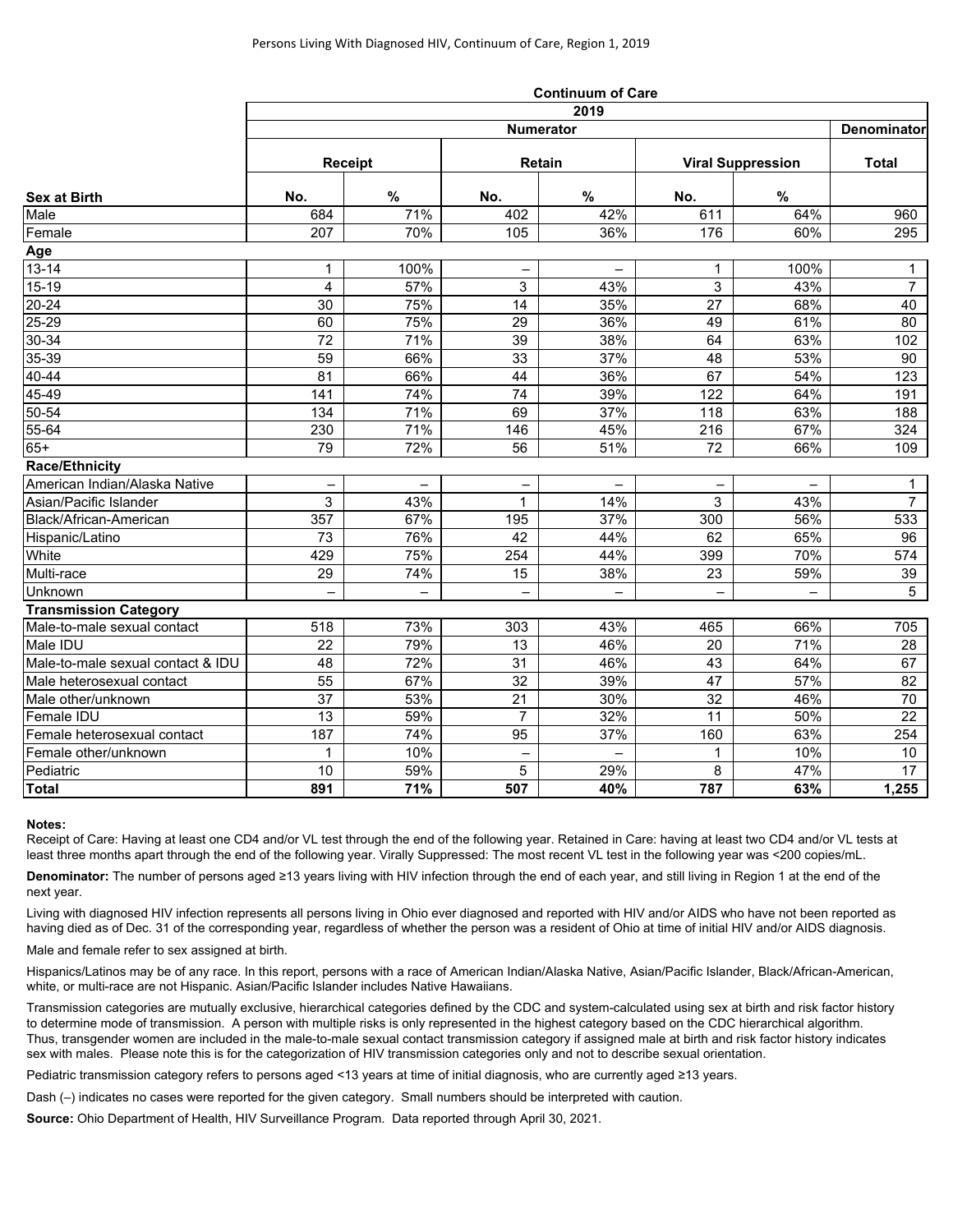Persons Living With Diagnosed HIV, Continuum of Care, Region 1, 2019

| | Continuum of Care | | | | | | |
|---|---|---|---|---|---|---|---|
| | 2019 | | | | | | |
| | Numerator | | | | | | Denominator |
| | Receipt | | Retain | | Viral Suppression | | Total |
| **Sex at Birth** | No. | % | No. | % | No. | % | |
| Male | 684 | 71% | 402 | 42% | 611 | 64% | 960 |
| Female | 207 | 70% | 105 | 36% | 176 | 60% | 295 |
| **Age** | | | | | | | |
| 13-14 | 1 | 100% | – | – | 1 | 100% | 1 |
| 15-19 | 4 | 57% | 3 | 43% | 3 | 43% | 7 |
| 20-24 | 30 | 75% | 14 | 35% | 27 | 68% | 40 |
| 25-29 | 60 | 75% | 29 | 36% | 49 | 61% | 80 |
| 30-34 | 72 | 71% | 39 | 38% | 64 | 63% | 102 |
| 35-39 | 59 | 66% | 33 | 37% | 48 | 53% | 90 |
| 40-44 | 81 | 66% | 44 | 36% | 67 | 54% | 123 |
| 45-49 | 141 | 74% | 74 | 39% | 122 | 64% | 191 |
| 50-54 | 134 | 71% | 69 | 37% | 118 | 63% | 188 |
| 55-64 | 230 | 71% | 146 | 45% | 216 | 67% | 324 |
| 65+ | 79 | 72% | 56 | 51% | 72 | 66% | 109 |
| **Race/Ethnicity** | | | | | | | |
| American Indian/Alaska Native | – | – | – | – | – | – | 1 |
| Asian/Pacific Islander | 3 | 43% | 1 | 14% | 3 | 43% | 7 |
| Black/African-American | 357 | 67% | 195 | 37% | 300 | 56% | 533 |
| Hispanic/Latino | 73 | 76% | 42 | 44% | 62 | 65% | 96 |
| White | 429 | 75% | 254 | 44% | 399 | 70% | 574 |
| Multi-race | 29 | 74% | 15 | 38% | 23 | 59% | 39 |
| Unknown | – | – | – | – | – | – | 5 |
| **Transmission Category** | | | | | | | |
| Male-to-male sexual contact | 518 | 73% | 303 | 43% | 465 | 66% | 705 |
| Male IDU | 22 | 79% | 13 | 46% | 20 | 71% | 28 |
| Male-to-male sexual contact & IDU | 48 | 72% | 31 | 46% | 43 | 64% | 67 |
| Male heterosexual contact | 55 | 67% | 32 | 39% | 47 | 57% | 82 |
| Male other/unknown | 37 | 53% | 21 | 30% | 32 | 46% | 70 |
| Female IDU | 13 | 59% | 7 | 32% | 11 | 50% | 22 |
| Female heterosexual contact | 187 | 74% | 95 | 37% | 160 | 63% | 254 |
| Female other/unknown | 1 | 10% | – | – | 1 | 10% | 10 |
| Pediatric | 10 | 59% | 5 | 29% | 8 | 47% | 17 |
| **Total** | **891** | **71%** | **507** | **40%** | **787** | **63%** | **1,255** |

**Notes:**

Receipt of Care: Having at least one CD4 and/or VL test through the end of the following year. Retained in Care: having at least two CD4 and/or VL tests at least three months apart through the end of the following year. Virally Suppressed: The most recent VL test in the following year was <200 copies/mL.

**Denominator:** The number of persons aged ≥13 years living with HIV infection through the end of each year, and still living in Region 1 at the end of the next year.

Living with diagnosed HIV infection represents all persons living in Ohio ever diagnosed and reported with HIV and/or AIDS who have not been reported as having died as of Dec. 31 of the corresponding year, regardless of whether the person was a resident of Ohio at time of initial HIV and/or AIDS diagnosis.

Male and female refer to sex assigned at birth.

Hispanics/Latinos may be of any race. In this report, persons with a race of American Indian/Alaska Native, Asian/Pacific Islander, Black/African-American, white, or multi-race are not Hispanic. Asian/Pacific Islander includes Native Hawaiians.

Transmission categories are mutually exclusive, hierarchical categories defined by the CDC and system-calculated using sex at birth and risk factor history to determine mode of transmission. A person with multiple risks is only represented in the highest category based on the CDC hierarchical algorithm. Thus, transgender women are included in the male-to-male sexual contact transmission category if assigned male at birth and risk factor history indicates sex with males. Please note this is for the categorization of HIV transmission categories only and not to describe sexual orientation.

Pediatric transmission category refers to persons aged <13 years at time of initial diagnosis, who are currently aged ≥13 years.

Dash (–) indicates no cases were reported for the given category. Small numbers should be interpreted with caution.

**Source:** Ohio Department of Health, HIV Surveillance Program. Data reported through April 30, 2021.